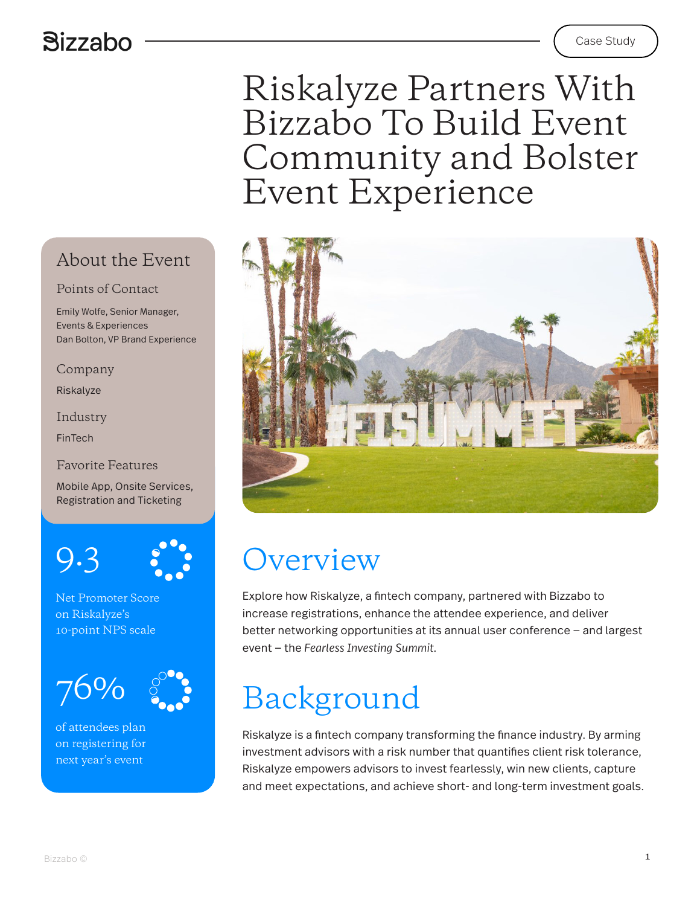Case Study

# Riskalyze Partners With Bizzabo To Build Event Community and Bolster Event Experience

## About the Event

### Points of Contact

Emily Wolfe, Senior Manager, Events & Experiences
Dan Bolton, VP Brand Experience

### Company

Riskalyze

### Industry

FinTech

### Favorite Features

Mobile App, Onsite Services, Registration and Ticketing

**9.3**

Net Promoter Score on Riskalyze's 10-point NPS scale

**76%**

of attendees plan on registering for next year's event

## Overview

Explore how Riskalyze, a fintech company, partnered with Bizzabo to increase registrations, enhance the attendee experience, and deliver better networking opportunities at its annual user conference – and largest event – the *Fearless Investing Summit*.

## Background

Riskalyze is a fintech company transforming the finance industry. By arming investment advisors with a risk number that quantifies client risk tolerance, Riskalyze empowers advisors to invest fearlessly, win new clients, capture and meet expectations, and achieve short- and long-term investment goals.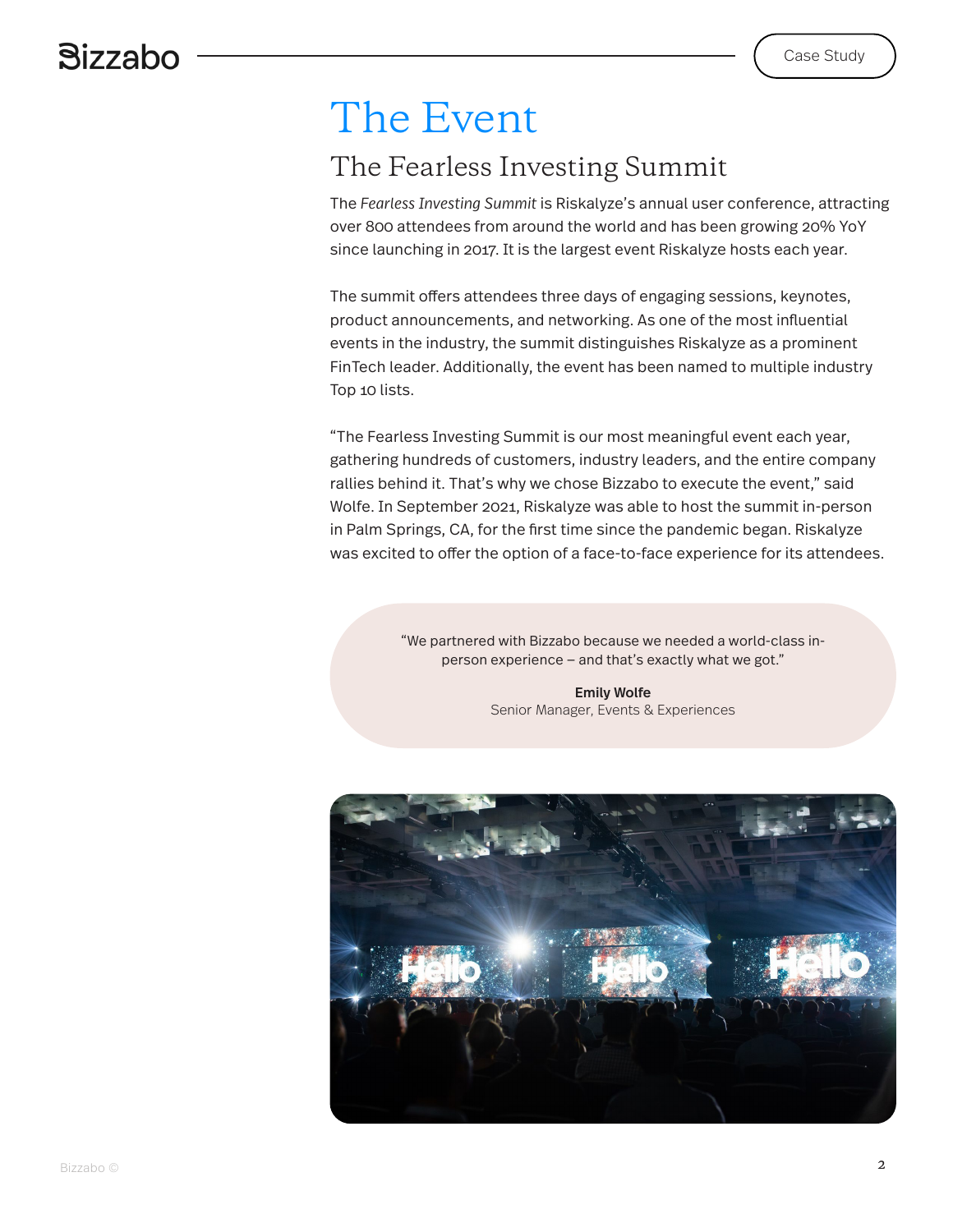# The Event

## The Fearless Investing Summit

The *Fearless Investing Summit* is Riskalyze's annual user conference, attracting over 800 attendees from around the world and has been growing 20% YoY since launching in 2017. It is the largest event Riskalyze hosts each year.

The summit offers attendees three days of engaging sessions, keynotes, product announcements, and networking. As one of the most influential events in the industry, the summit distinguishes Riskalyze as a prominent FinTech leader. Additionally, the event has been named to multiple industry Top 10 lists.

"The Fearless Investing Summit is our most meaningful event each year, gathering hundreds of customers, industry leaders, and the entire company rallies behind it. That's why we chose Bizzabo to execute the event," said Wolfe. In September 2021, Riskalyze was able to host the summit in-person in Palm Springs, CA, for the first time since the pandemic began. Riskalyze was excited to offer the option of a face-to-face experience for its attendees.

> "We partnered with Bizzabo because we needed a world-class in-person experience – and that's exactly what we got."
>
> **Emily Wolfe**
> Senior Manager, Events & Experiences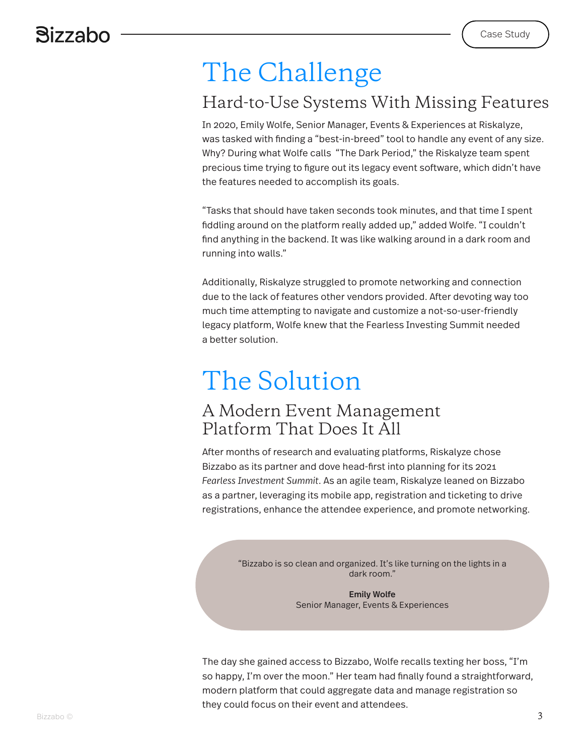# The Challenge

## Hard-to-Use Systems With Missing Features

In 2020, Emily Wolfe, Senior Manager, Events & Experiences at Riskalyze, was tasked with finding a "best-in-breed" tool to handle any event of any size. Why? During what Wolfe calls "The Dark Period," the Riskalyze team spent precious time trying to figure out its legacy event software, which didn't have the features needed to accomplish its goals.

"Tasks that should have taken seconds took minutes, and that time I spent fiddling around on the platform really added up," added Wolfe. "I couldn't find anything in the backend. It was like walking around in a dark room and running into walls."

Additionally, Riskalyze struggled to promote networking and connection due to the lack of features other vendors provided. After devoting way too much time attempting to navigate and customize a not-so-user-friendly legacy platform, Wolfe knew that the Fearless Investing Summit needed a better solution.

# The Solution

## A Modern Event Management Platform That Does It All

After months of research and evaluating platforms, Riskalyze chose Bizzabo as its partner and dove head-first into planning for its 2021 *Fearless Investment Summit*. As an agile team, Riskalyze leaned on Bizzabo as a partner, leveraging its mobile app, registration and ticketing to drive registrations, enhance the attendee experience, and promote networking.

> "Bizzabo is so clean and organized. It's like turning on the lights in a dark room."
>
> **Emily Wolfe**
> Senior Manager, Events & Experiences

The day she gained access to Bizzabo, Wolfe recalls texting her boss, "I'm so happy, I'm over the moon." Her team had finally found a straightforward, modern platform that could aggregate data and manage registration so they could focus on their event and attendees.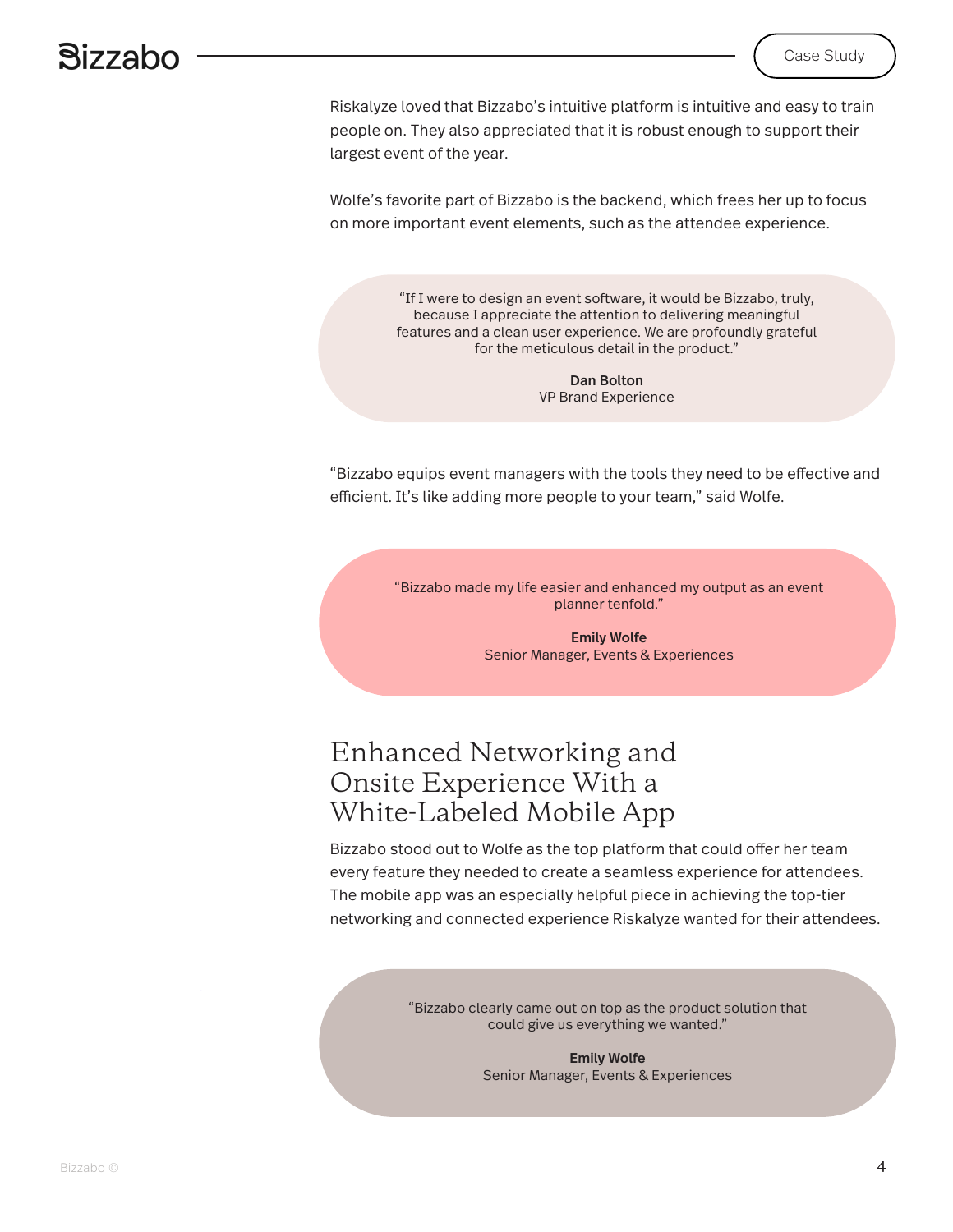Riskalyze loved that Bizzabo's intuitive platform is intuitive and easy to train people on. They also appreciated that it is robust enough to support their largest event of the year.

Wolfe's favorite part of Bizzabo is the backend, which frees her up to focus on more important event elements, such as the attendee experience.

> "If I were to design an event software, it would be Bizzabo, truly, because I appreciate the attention to delivering meaningful features and a clean user experience. We are profoundly grateful for the meticulous detail in the product."
>
> **Dan Bolton**
> VP Brand Experience

"Bizzabo equips event managers with the tools they need to be effective and efficient. It's like adding more people to your team," said Wolfe.

> "Bizzabo made my life easier and enhanced my output as an event planner tenfold."
>
> **Emily Wolfe**
> Senior Manager, Events & Experiences

## Enhanced Networking and Onsite Experience With a White-Labeled Mobile App

Bizzabo stood out to Wolfe as the top platform that could offer her team every feature they needed to create a seamless experience for attendees. The mobile app was an especially helpful piece in achieving the top-tier networking and connected experience Riskalyze wanted for their attendees.

> "Bizzabo clearly came out on top as the product solution that could give us everything we wanted."
>
> **Emily Wolfe**
> Senior Manager, Events & Experiences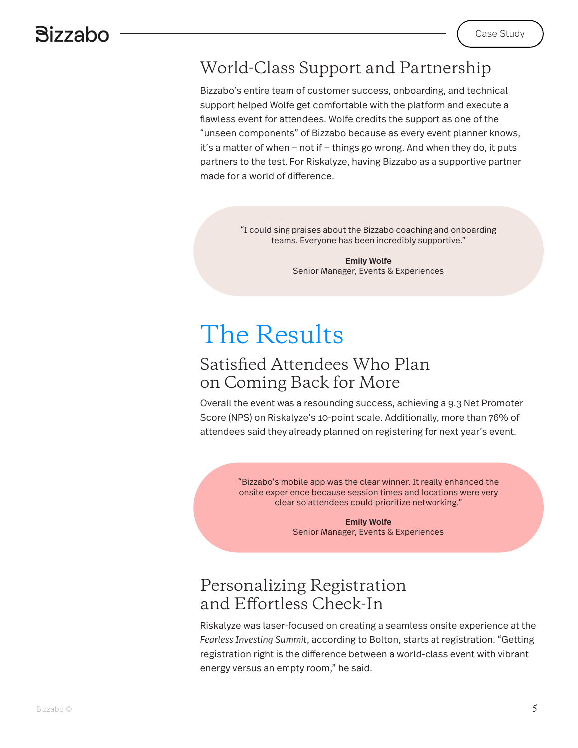## World-Class Support and Partnership

Bizzabo's entire team of customer success, onboarding, and technical support helped Wolfe get comfortable with the platform and execute a flawless event for attendees. Wolfe credits the support as one of the "unseen components" of Bizzabo because as every event planner knows, it's a matter of when – not if – things go wrong. And when they do, it puts partners to the test. For Riskalyze, having Bizzabo as a supportive partner made for a world of difference.

> "I could sing praises about the Bizzabo coaching and onboarding teams. Everyone has been incredibly supportive."
>
> **Emily Wolfe**
> Senior Manager, Events & Experiences

# The Results

## Satisfied Attendees Who Plan on Coming Back for More

Overall the event was a resounding success, achieving a 9.3 Net Promoter Score (NPS) on Riskalyze's 10-point scale. Additionally, more than 76% of attendees said they already planned on registering for next year's event.

> "Bizzabo's mobile app was the clear winner. It really enhanced the onsite experience because session times and locations were very clear so attendees could prioritize networking."
>
> **Emily Wolfe**
> Senior Manager, Events & Experiences

## Personalizing Registration and Effortless Check-In

Riskalyze was laser-focused on creating a seamless onsite experience at the *Fearless Investing Summit*, according to Bolton, starts at registration. "Getting registration right is the difference between a world-class event with vibrant energy versus an empty room," he said.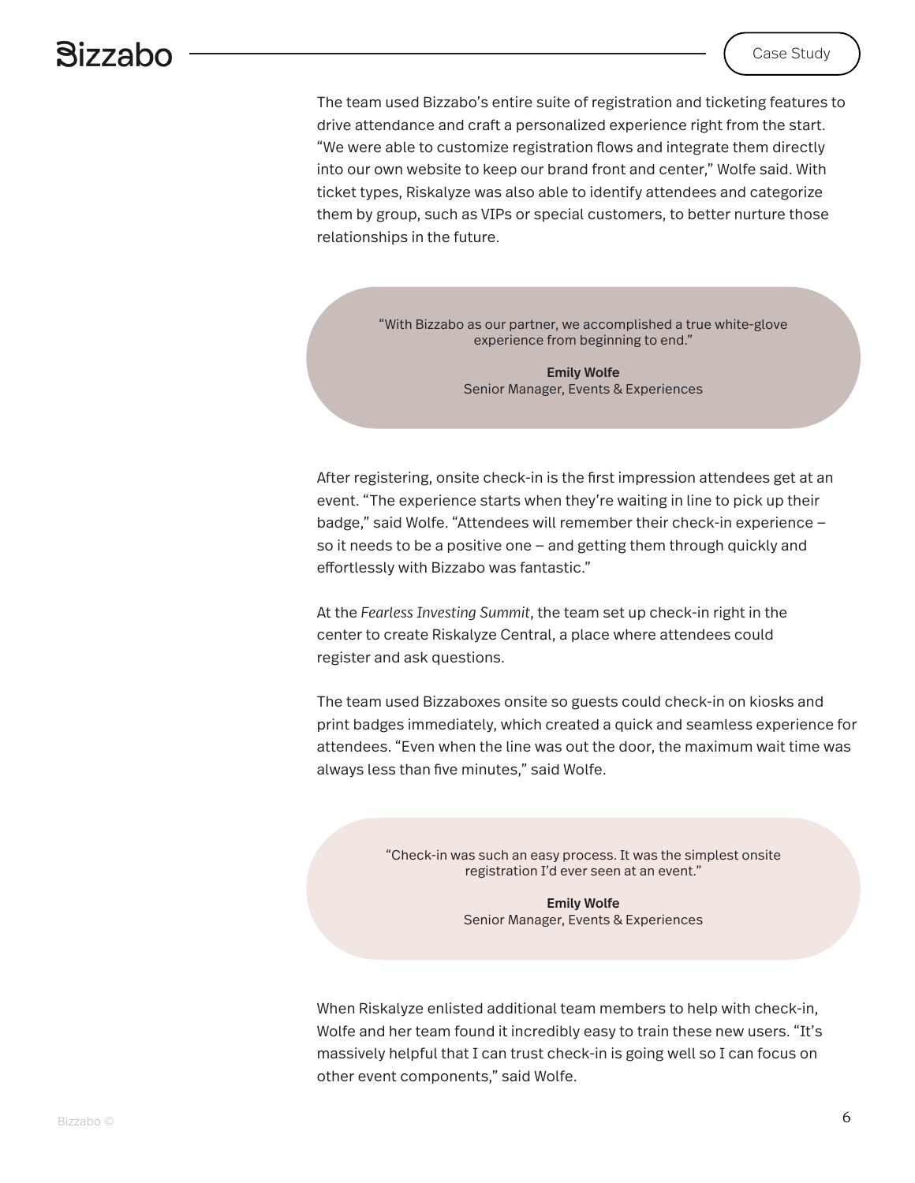The team used Bizzabo's entire suite of registration and ticketing features to drive attendance and craft a personalized experience right from the start. "We were able to customize registration flows and integrate them directly into our own website to keep our brand front and center," Wolfe said. With ticket types, Riskalyze was also able to identify attendees and categorize them by group, such as VIPs or special customers, to better nurture those relationships in the future.

> "With Bizzabo as our partner, we accomplished a true white-glove experience from beginning to end."
>
> **Emily Wolfe**
> Senior Manager, Events & Experiences

After registering, onsite check-in is the first impression attendees get at an event. "The experience starts when they're waiting in line to pick up their badge," said Wolfe. "Attendees will remember their check-in experience – so it needs to be a positive one – and getting them through quickly and effortlessly with Bizzabo was fantastic."

At the *Fearless Investing Summit*, the team set up check-in right in the center to create Riskalyze Central, a place where attendees could register and ask questions.

The team used Bizzaboxes onsite so guests could check-in on kiosks and print badges immediately, which created a quick and seamless experience for attendees. "Even when the line was out the door, the maximum wait time was always less than five minutes," said Wolfe.

> "Check-in was such an easy process. It was the simplest onsite registration I'd ever seen at an event."
>
> **Emily Wolfe**
> Senior Manager, Events & Experiences

When Riskalyze enlisted additional team members to help with check-in, Wolfe and her team found it incredibly easy to train these new users. "It's massively helpful that I can trust check-in is going well so I can focus on other event components," said Wolfe.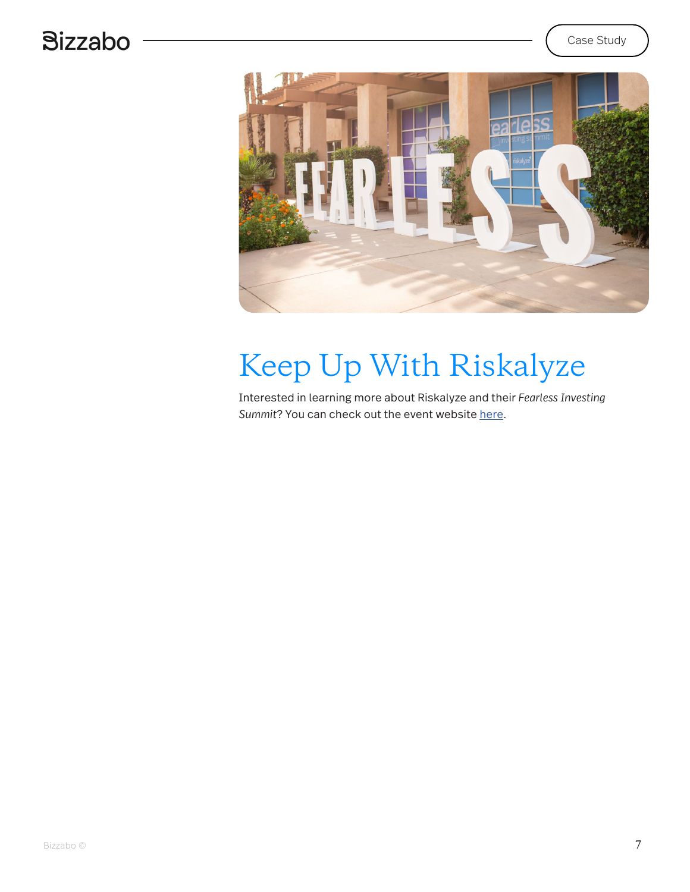# Keep Up With Riskalyze

Interested in learning more about Riskalyze and their *Fearless Investing Summit*? You can check out the event website here.